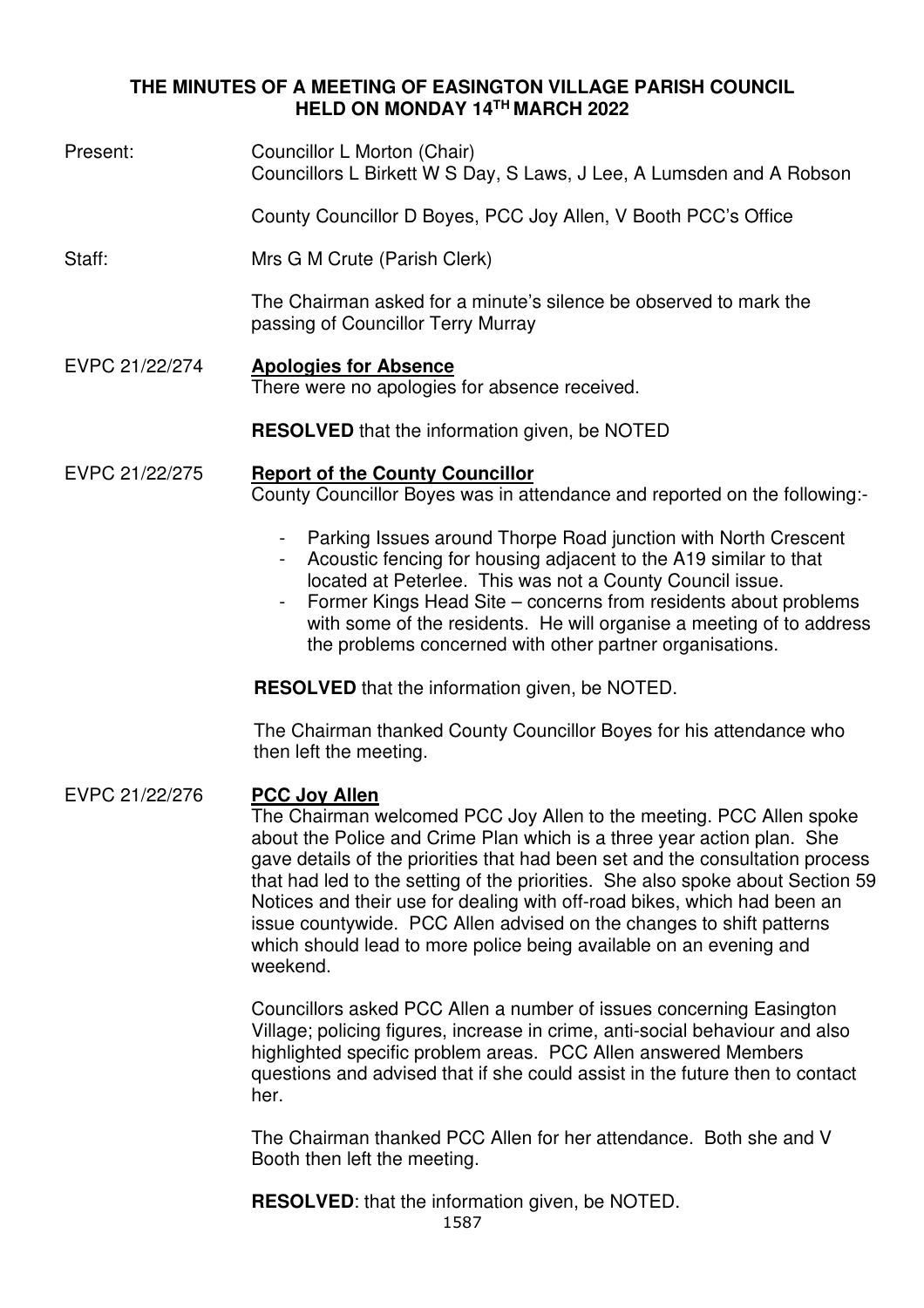# THE MINUTES OF A MEETING OF EASINGTON VILLAGE PARISH COUNCIL HELD ON MONDAY 14TH MARCH 2022

Present: Councillor L Morton (Chair)
Councillors L Birkett W S Day, S Laws, J Lee, A Lumsden and A Robson

County Councillor D Boyes, PCC Joy Allen, V Booth PCC's Office

Staff: Mrs G M Crute (Parish Clerk)

The Chairman asked for a minute's silence be observed to mark the passing of Councillor Terry Murray

EVPC 21/22/274 **Apologies for Absence**

There were no apologies for absence received.

**RESOLVED** that the information given, be NOTED

EVPC 21/22/275 **Report of the County Councillor**

County Councillor Boyes was in attendance and reported on the following:-

- Parking Issues around Thorpe Road junction with North Crescent
- Acoustic fencing for housing adjacent to the A19 similar to that located at Peterlee. This was not a County Council issue.
- Former Kings Head Site – concerns from residents about problems with some of the residents. He will organise a meeting of to address the problems concerned with other partner organisations.

**RESOLVED** that the information given, be NOTED.

The Chairman thanked County Councillor Boyes for his attendance who then left the meeting.

EVPC 21/22/276 **PCC Joy Allen**

The Chairman welcomed PCC Joy Allen to the meeting. PCC Allen spoke about the Police and Crime Plan which is a three year action plan. She gave details of the priorities that had been set and the consultation process that had led to the setting of the priorities. She also spoke about Section 59 Notices and their use for dealing with off-road bikes, which had been an issue countywide. PCC Allen advised on the changes to shift patterns which should lead to more police being available on an evening and weekend.

Councillors asked PCC Allen a number of issues concerning Easington Village; policing figures, increase in crime, anti-social behaviour and also highlighted specific problem areas. PCC Allen answered Members questions and advised that if she could assist in the future then to contact her.

The Chairman thanked PCC Allen for her attendance. Both she and V Booth then left the meeting.

**RESOLVED**: that the information given, be NOTED.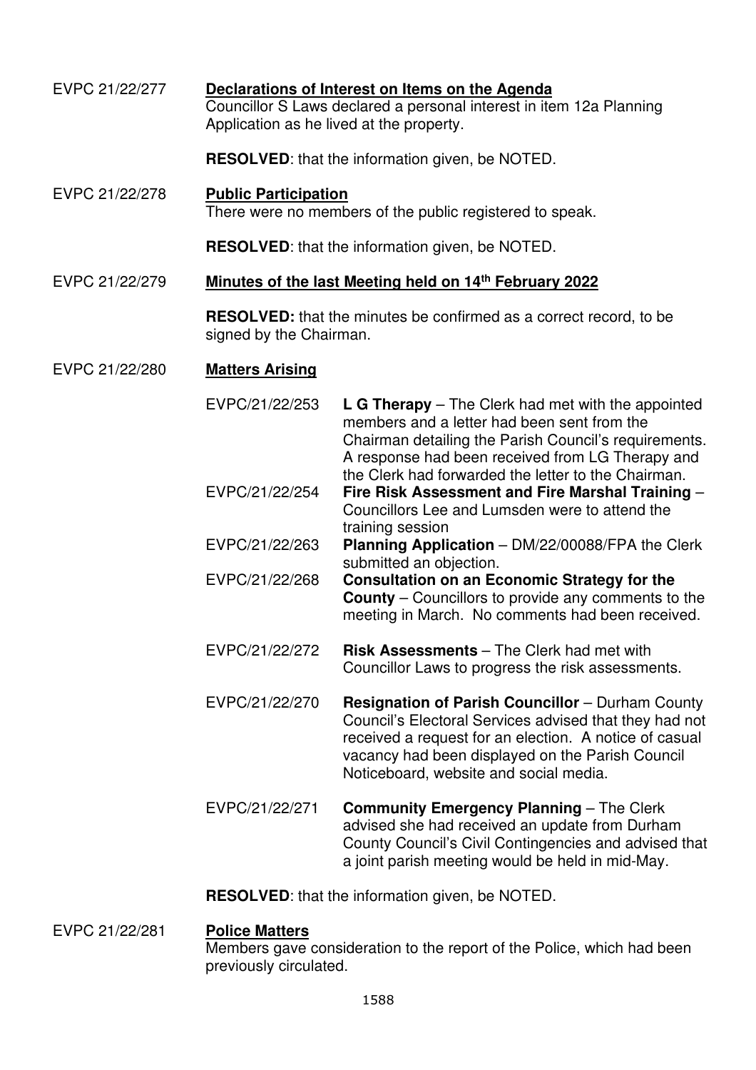EVPC 21/22/277 **Declarations of Interest on Items on the Agenda**

Councillor S Laws declared a personal interest in item 12a Planning Application as he lived at the property.

**RESOLVED**: that the information given, be NOTED.

EVPC 21/22/278 **Public Participation**

There were no members of the public registered to speak.

**RESOLVED**: that the information given, be NOTED.

EVPC 21/22/279 **Minutes of the last Meeting held on 14th February 2022**

**RESOLVED:** that the minutes be confirmed as a correct record, to be signed by the Chairman.

EVPC 21/22/280 **Matters Arising**

| | |
|---|---|
| EVPC/21/22/253 | **L G Therapy** – The Clerk had met with the appointed members and a letter had been sent from the Chairman detailing the Parish Council's requirements. A response had been received from LG Therapy and the Clerk had forwarded the letter to the Chairman. |
| EVPC/21/22/254 | **Fire Risk Assessment and Fire Marshal Training** – Councillors Lee and Lumsden were to attend the training session |
| EVPC/21/22/263 | **Planning Application** – DM/22/00088/FPA the Clerk submitted an objection. |
| EVPC/21/22/268 | **Consultation on an Economic Strategy for the County** – Councillors to provide any comments to the meeting in March. No comments had been received. |
| EVPC/21/22/272 | **Risk Assessments** – The Clerk had met with Councillor Laws to progress the risk assessments. |
| EVPC/21/22/270 | **Resignation of Parish Councillor** – Durham County Council's Electoral Services advised that they had not received a request for an election. A notice of casual vacancy had been displayed on the Parish Council Noticeboard, website and social media. |
| EVPC/21/22/271 | **Community Emergency Planning** – The Clerk advised she had received an update from Durham County Council's Civil Contingencies and advised that a joint parish meeting would be held in mid-May. |

**RESOLVED**: that the information given, be NOTED.

EVPC 21/22/281 **Police Matters**

Members gave consideration to the report of the Police, which had been previously circulated.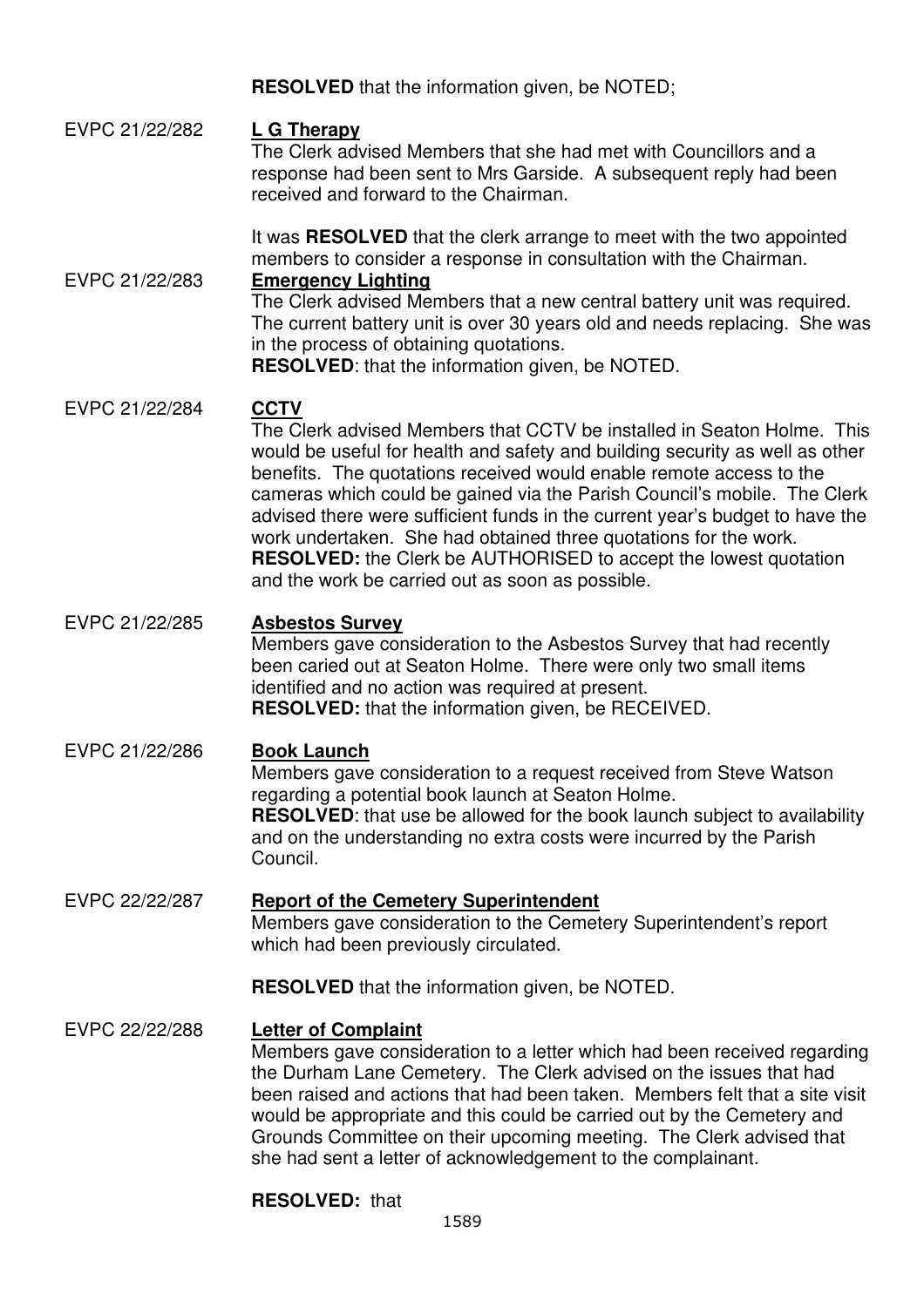**RESOLVED** that the information given, be NOTED;

EVPC 21/22/282 **L G Therapy**

The Clerk advised Members that she had met with Councillors and a response had been sent to Mrs Garside. A subsequent reply had been received and forward to the Chairman.

It was **RESOLVED** that the clerk arrange to meet with the two appointed members to consider a response in consultation with the Chairman.

EVPC 21/22/283 **Emergency Lighting**

The Clerk advised Members that a new central battery unit was required. The current battery unit is over 30 years old and needs replacing. She was in the process of obtaining quotations.

**RESOLVED**: that the information given, be NOTED.

EVPC 21/22/284 **CCTV**

The Clerk advised Members that CCTV be installed in Seaton Holme. This would be useful for health and safety and building security as well as other benefits. The quotations received would enable remote access to the cameras which could be gained via the Parish Council's mobile. The Clerk advised there were sufficient funds in the current year's budget to have the work undertaken. She had obtained three quotations for the work.

**RESOLVED:** the Clerk be AUTHORISED to accept the lowest quotation and the work be carried out as soon as possible.

EVPC 21/22/285 **Asbestos Survey**

Members gave consideration to the Asbestos Survey that had recently been caried out at Seaton Holme. There were only two small items identified and no action was required at present.

**RESOLVED:** that the information given, be RECEIVED.

EVPC 21/22/286 **Book Launch**

Members gave consideration to a request received from Steve Watson regarding a potential book launch at Seaton Holme.

**RESOLVED**: that use be allowed for the book launch subject to availability and on the understanding no extra costs were incurred by the Parish Council.

EVPC 22/22/287 **Report of the Cemetery Superintendent**

Members gave consideration to the Cemetery Superintendent's report which had been previously circulated.

**RESOLVED** that the information given, be NOTED.

EVPC 22/22/288 **Letter of Complaint**

Members gave consideration to a letter which had been received regarding the Durham Lane Cemetery. The Clerk advised on the issues that had been raised and actions that had been taken. Members felt that a site visit would be appropriate and this could be carried out by the Cemetery and Grounds Committee on their upcoming meeting. The Clerk advised that she had sent a letter of acknowledgement to the complainant.

**RESOLVED:** that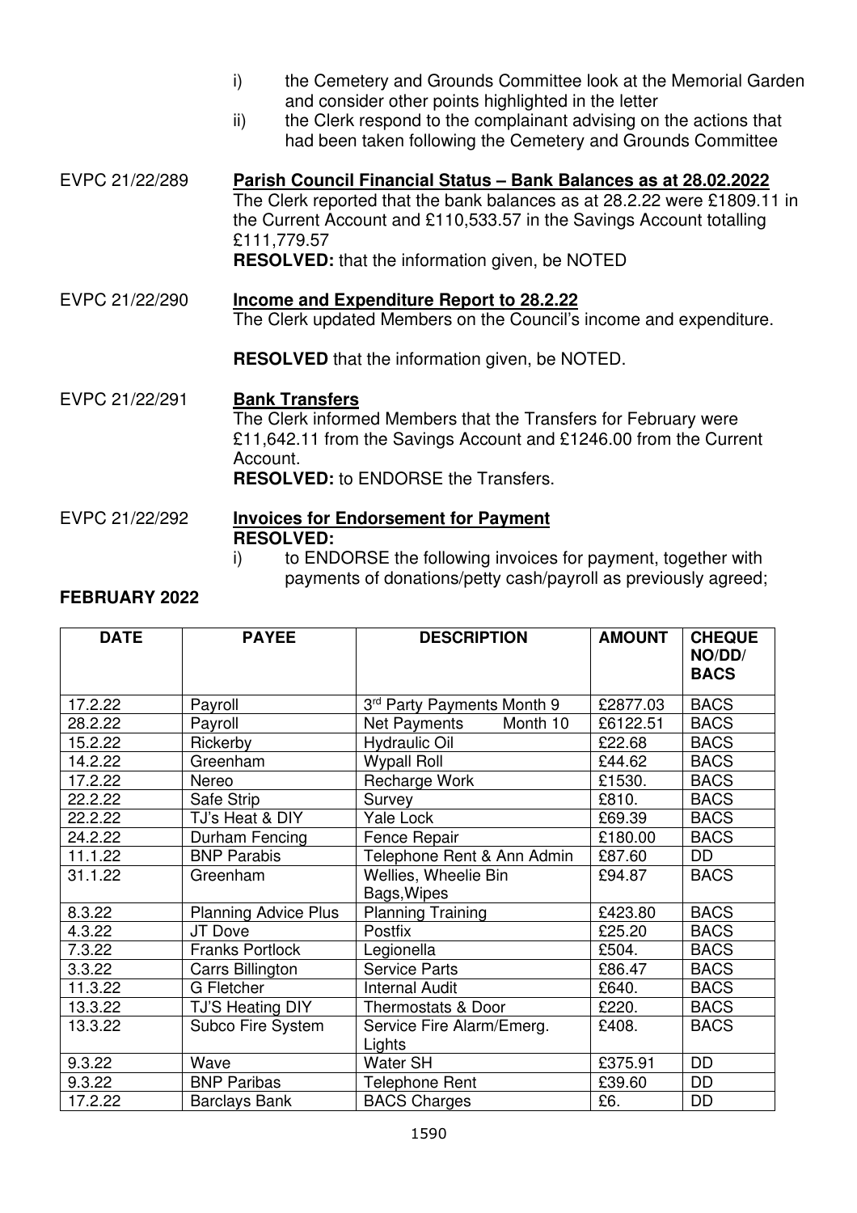i) the Cemetery and Grounds Committee look at the Memorial Garden and consider other points highlighted in the letter
ii) the Clerk respond to the complainant advising on the actions that had been taken following the Cemetery and Grounds Committee

EVPC 21/22/289 **Parish Council Financial Status – Bank Balances as at 28.02.2022**
The Clerk reported that the bank balances as at 28.2.22 were £1809.11 in the Current Account and £110,533.57 in the Savings Account totalling £111,779.57
**RESOLVED:** that the information given, be NOTED

EVPC 21/22/290 **Income and Expenditure Report to 28.2.22**
The Clerk updated Members on the Council's income and expenditure.

**RESOLVED** that the information given, be NOTED.

EVPC 21/22/291 **Bank Transfers**
The Clerk informed Members that the Transfers for February were £11,642.11 from the Savings Account and £1246.00 from the Current Account.
**RESOLVED:** to ENDORSE the Transfers.

EVPC 21/22/292 **Invoices for Endorsement for Payment**
**RESOLVED:**
i) to ENDORSE the following invoices for payment, together with payments of donations/petty cash/payroll as previously agreed;

**FEBRUARY 2022**

| DATE | PAYEE | DESCRIPTION | AMOUNT | CHEQUE NO/DD/ BACS |
|---|---|---|---|---|
| 17.2.22 | Payroll | 3rd Party Payments Month 9 | £2877.03 | BACS |
| 28.2.22 | Payroll | Net Payments Month 10 | £6122.51 | BACS |
| 15.2.22 | Rickerby | Hydraulic Oil | £22.68 | BACS |
| 14.2.22 | Greenham | Wypall Roll | £44.62 | BACS |
| 17.2.22 | Nereo | Recharge Work | £1530. | BACS |
| 22.2.22 | Safe Strip | Survey | £810. | BACS |
| 22.2.22 | TJ's Heat & DIY | Yale Lock | £69.39 | BACS |
| 24.2.22 | Durham Fencing | Fence Repair | £180.00 | BACS |
| 11.1.22 | BNP Parabis | Telephone Rent & Ann Admin | £87.60 | DD |
| 31.1.22 | Greenham | Wellies, Wheelie Bin Bags,Wipes | £94.87 | BACS |
| 8.3.22 | Planning Advice Plus | Planning Training | £423.80 | BACS |
| 4.3.22 | JT Dove | Postfix | £25.20 | BACS |
| 7.3.22 | Franks Portlock | Legionella | £504. | BACS |
| 3.3.22 | Carrs Billington | Service Parts | £86.47 | BACS |
| 11.3.22 | G Fletcher | Internal Audit | £640. | BACS |
| 13.3.22 | TJ'S Heating DIY | Thermostats & Door | £220. | BACS |
| 13.3.22 | Subco Fire System | Service Fire Alarm/Emerg. Lights | £408. | BACS |
| 9.3.22 | Wave | Water SH | £375.91 | DD |
| 9.3.22 | BNP Paribas | Telephone Rent | £39.60 | DD |
| 17.2.22 | Barclays Bank | BACS Charges | £6. | DD |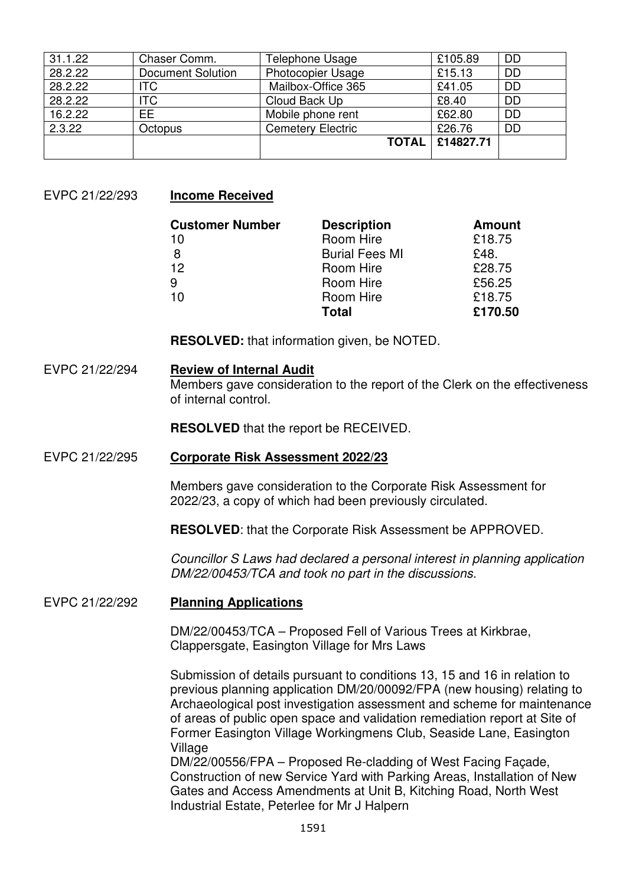| 31.1.22 | Chaser Comm. | Telephone Usage | £105.89 | DD |
|---|---|---|---|---|
| 28.2.22 | Document Solution | Photocopier Usage | £15.13 | DD |
| 28.2.22 | ITC | Mailbox-Office 365 | £41.05 | DD |
| 28.2.22 | ITC | Cloud Back Up | £8.40 | DD |
| 16.2.22 | EE | Mobile phone rent | £62.80 | DD |
| 2.3.22 | Octopus | Cemetery Electric | £26.76 | DD |
| | | **TOTAL** | **£14827.71** | |

EVPC 21/22/293 **Income Received**

| **Customer Number** | **Description** | **Amount** |
|---|---|---|
| 10 | Room Hire | £18.75 |
| 8 | Burial Fees MI | £48. |
| 12 | Room Hire | £28.75 |
| 9 | Room Hire | £56.25 |
| 10 | Room Hire | £18.75 |
| | **Total** | **£170.50** |

**RESOLVED:** that information given, be NOTED.

EVPC 21/22/294 **Review of Internal Audit**

Members gave consideration to the report of the Clerk on the effectiveness of internal control.

**RESOLVED** that the report be RECEIVED.

EVPC 21/22/295 **Corporate Risk Assessment 2022/23**

Members gave consideration to the Corporate Risk Assessment for 2022/23, a copy of which had been previously circulated.

**RESOLVED**: that the Corporate Risk Assessment be APPROVED.

*Councillor S Laws had declared a personal interest in planning application DM/22/00453/TCA and took no part in the discussions.*

EVPC 21/22/292 **Planning Applications**

DM/22/00453/TCA – Proposed Fell of Various Trees at Kirkbrae, Clappersgate, Easington Village for Mrs Laws

Submission of details pursuant to conditions 13, 15 and 16 in relation to previous planning application DM/20/00092/FPA (new housing) relating to Archaeological post investigation assessment and scheme for maintenance of areas of public open space and validation remediation report at Site of Former Easington Village Workingmens Club, Seaside Lane, Easington Village

DM/22/00556/FPA – Proposed Re-cladding of West Facing Façade, Construction of new Service Yard with Parking Areas, Installation of New Gates and Access Amendments at Unit B, Kitching Road, North West Industrial Estate, Peterlee for Mr J Halpern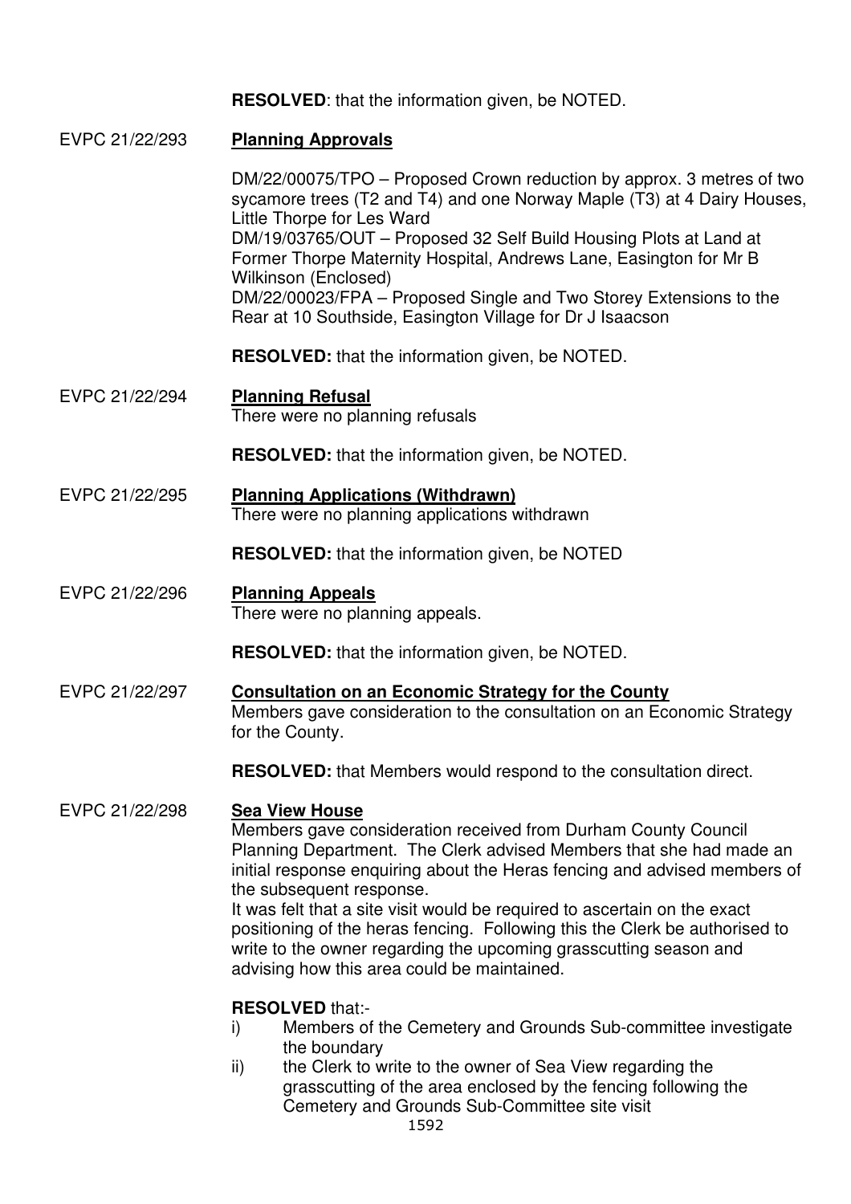**RESOLVED**: that the information given, be NOTED.

EVPC 21/22/293 **Planning Approvals**

DM/22/00075/TPO – Proposed Crown reduction by approx. 3 metres of two sycamore trees (T2 and T4) and one Norway Maple (T3) at 4 Dairy Houses, Little Thorpe for Les Ward
DM/19/03765/OUT – Proposed 32 Self Build Housing Plots at Land at Former Thorpe Maternity Hospital, Andrews Lane, Easington for Mr B Wilkinson (Enclosed)
DM/22/00023/FPA – Proposed Single and Two Storey Extensions to the Rear at 10 Southside, Easington Village for Dr J Isaacson

**RESOLVED:** that the information given, be NOTED.

EVPC 21/22/294 **Planning Refusal**
There were no planning refusals

**RESOLVED:** that the information given, be NOTED.

EVPC 21/22/295 **Planning Applications (Withdrawn)**
There were no planning applications withdrawn

**RESOLVED:** that the information given, be NOTED

EVPC 21/22/296 **Planning Appeals**
There were no planning appeals.

**RESOLVED:** that the information given, be NOTED.

EVPC 21/22/297 **Consultation on an Economic Strategy for the County**
Members gave consideration to the consultation on an Economic Strategy for the County.

**RESOLVED:** that Members would respond to the consultation direct.

EVPC 21/22/298 **Sea View House**
Members gave consideration received from Durham County Council Planning Department. The Clerk advised Members that she had made an initial response enquiring about the Heras fencing and advised members of the subsequent response.
It was felt that a site visit would be required to ascertain on the exact positioning of the heras fencing. Following this the Clerk be authorised to write to the owner regarding the upcoming grasscutting season and advising how this area could be maintained.

**RESOLVED** that:-

i) Members of the Cemetery and Grounds Sub-committee investigate the boundary
ii) the Clerk to write to the owner of Sea View regarding the grasscutting of the area enclosed by the fencing following the Cemetery and Grounds Sub-Committee site visit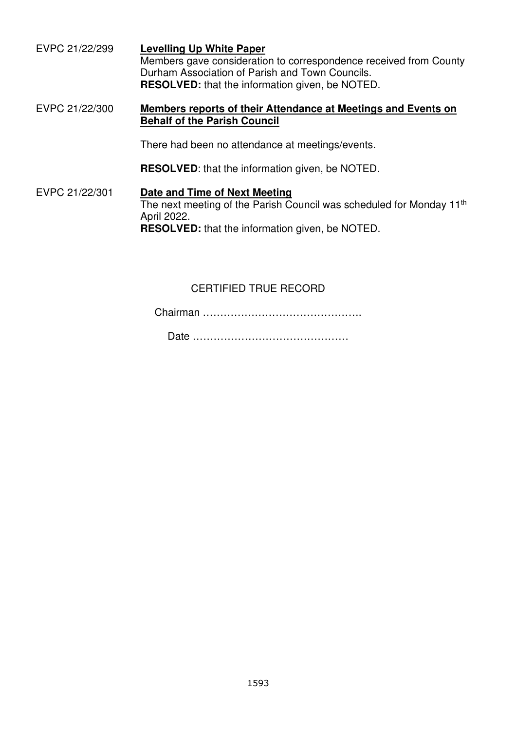EVPC 21/22/299 **Levelling Up White Paper**

Members gave consideration to correspondence received from County Durham Association of Parish and Town Councils.

**RESOLVED:** that the information given, be NOTED.

EVPC 21/22/300 **Members reports of their Attendance at Meetings and Events on Behalf of the Parish Council**

There had been no attendance at meetings/events.

**RESOLVED**: that the information given, be NOTED.

EVPC 21/22/301 **Date and Time of Next Meeting**

The next meeting of the Parish Council was scheduled for Monday 11th April 2022.

**RESOLVED:** that the information given, be NOTED.

CERTIFIED TRUE RECORD

Chairman ……………………………………….

Date ………………………………………